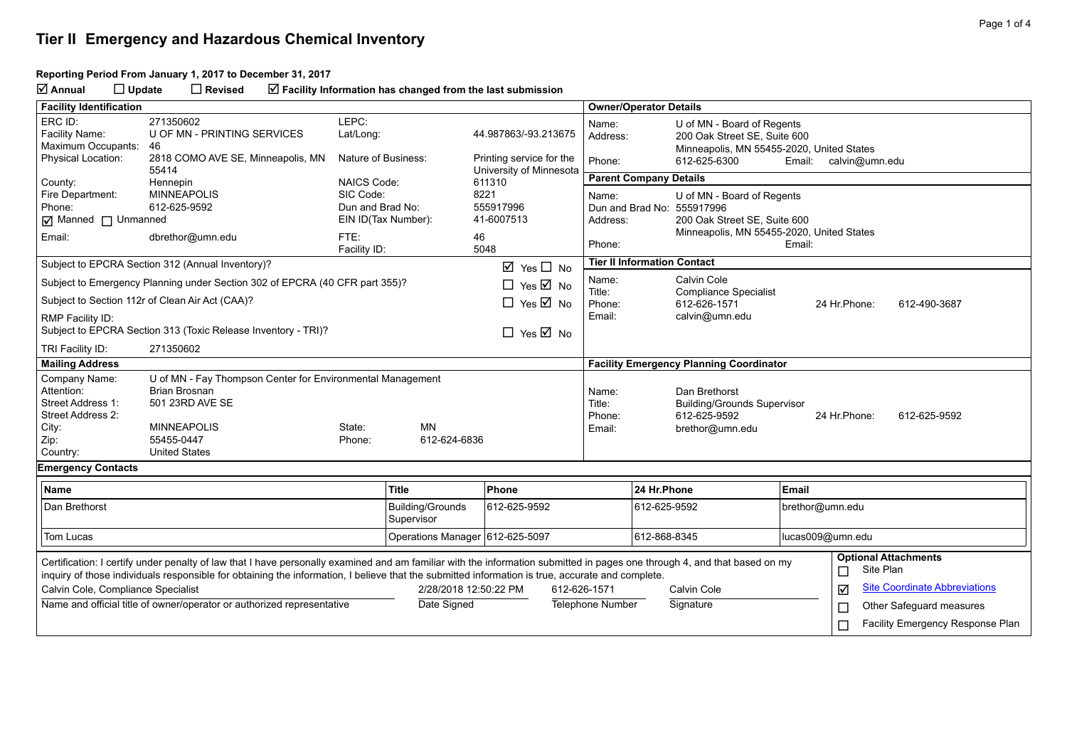# Tier II Emergency and Hazardous Chemical Inventory

**Reporting Period From January 1, 2017 to December 31, 2017**

☑ **Annual** ☐ **Update** ☐ **Revised** ☑ **Facility Information has changed from the last submission**

## Facility Identification

| | | | |
|---|---|---|---|
| ERC ID: | 271350602 | LEPC: | |
| Facility Name: | U OF MN - PRINTING SERVICES | Lat/Long: | 44.987863/-93.213675 |
| Maximum Occupants: | 46 | | |
| Physical Location: | 2818 COMO AVE SE, Minneapolis, MN 55414 | Nature of Business: | Printing service for the University of Minnesota |
| County: | Hennepin | NAICS Code: | 611310 |
| Fire Department: | MINNEAPOLIS | SIC Code: | 8221 |
| Phone: | 612-625-9592 | Dun and Brad No: | 555917996 |
| ☑ Manned ☐ Unmanned | | EIN ID(Tax Number): | 41-6007513 |
| Email: | dbrethor@umn.edu | FTE: | 46 |
| | | Facility ID: | 5048 |

| | |
|---|---|
| Subject to EPCRA Section 312 (Annual Inventory)? | ☑ Yes ☐ No |
| Subject to Emergency Planning under Section 302 of EPCRA (40 CFR part 355)? | ☐ Yes ☑ No |
| Subject to Section 112r of Clean Air Act (CAA)? | ☐ Yes ☑ No |
| RMP Facility ID: | |
| Subject to EPCRA Section 313 (Toxic Release Inventory - TRI)? | ☐ Yes ☑ No |
| TRI Facility ID: | 271350602 |

## Owner/Operator Details

| | |
|---|---|
| Name: | U of MN - Board of Regents |
| Address: | 200 Oak Street SE, Suite 600<br>Minneapolis, MN 55455-2020, United States |
| Phone: | 612-625-6300 |
| Email: | calvin@umn.edu |

## Parent Company Details

| | |
|---|---|
| Name: | U of MN - Board of Regents |
| Dun and Brad No: | 555917996 |
| Address: | 200 Oak Street SE, Suite 600<br>Minneapolis, MN 55455-2020, United States |
| Phone: | |
| Email: | |

## Tier II Information Contact

| | |
|---|---|
| Name: | Calvin Cole |
| Title: | Compliance Specialist |
| Phone: | 612-626-1571 |
| 24 Hr.Phone: | 612-490-3687 |
| Email: | calvin@umn.edu |

## Mailing Address

| | | | |
|---|---|---|---|
| Company Name: | U of MN - Fay Thompson Center for Environmental Management | | |
| Attention: | Brian Brosnan | | |
| Street Address 1: | 501 23RD AVE SE | | |
| Street Address 2: | | | |
| City: | MINNEAPOLIS | State: | MN |
| Zip: | 55455-0447 | Phone: | 612-624-6836 |
| Country: | United States | | |

## Facility Emergency Planning Coordinator

| | |
|---|---|
| Name: | Dan Brethorst |
| Title: | Building/Grounds Supervisor |
| Phone: | 612-625-9592 |
| 24 Hr.Phone: | 612-625-9592 |
| Email: | brethor@umn.edu |

## Emergency Contacts

| Name | Title | Phone | 24 Hr.Phone | Email |
|---|---|---|---|---|
| Dan Brethorst | Building/Grounds Supervisor | 612-625-9592 | 612-625-9592 | brethor@umn.edu |
| Tom Lucas | Operations Manager | 612-625-5097 | 612-868-8345 | lucas009@umn.edu |

Certification: I certify under penalty of law that I have personally examined and am familiar with the information submitted in pages one through 4, and that based on my inquiry of those individuals responsible for obtaining the information, I believe that the submitted information is true, accurate and complete.

| Calvin Cole, Compliance Specialist | 2/28/2018 12:50:22 PM | 612-626-1571 | Calvin Cole |
|---|---|---|---|
| Name and official title of owner/operator or authorized representative | Date Signed | Telephone Number | Signature |

**Optional Attachments**

- ☐ Site Plan
- ☑ Site Coordinate Abbreviations
- ☐ Other Safeguard measures
- ☐ Facility Emergency Response Plan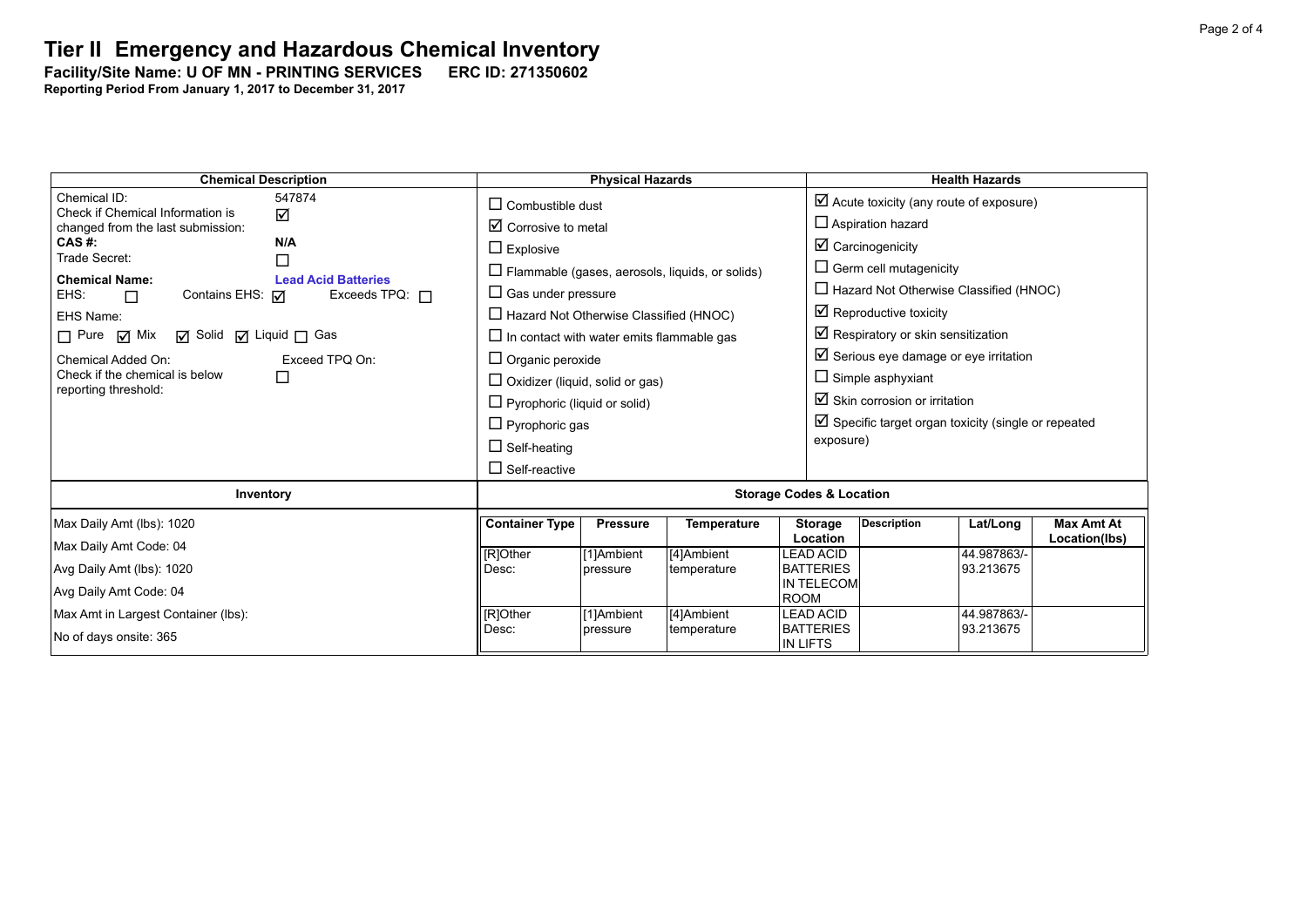# Tier II Emergency and Hazardous Chemical Inventory

**Facility/Site Name: U OF MN - PRINTING SERVICES ERC ID: 271350602**

**Reporting Period From January 1, 2017 to December 31, 2017**

| Chemical Description | Physical Hazards | Health Hazards |
|---|---|---|
| Chemical ID: 547874<br>Check if Chemical Information is changed from the last submission: ☑<br>**CAS #:** **N/A**<br>Trade Secret: ☐<br>**Chemical Name:** **Lead Acid Batteries**<br>EHS: ☐ Contains EHS: ☑ Exceeds TPQ: ☐<br>EHS Name:<br>☐ Pure ☑ Mix ☑ Solid ☑ Liquid ☐ Gas<br>Chemical Added On: Exceed TPQ On:<br>Check if the chemical is below reporting threshold: ☐ | ☐ Combustible dust<br>☑ Corrosive to metal<br>☐ Explosive<br>☐ Flammable (gases, aerosols, liquids, or solids)<br>☐ Gas under pressure<br>☐ Hazard Not Otherwise Classified (HNOC)<br>☐ In contact with water emits flammable gas<br>☐ Organic peroxide<br>☐ Oxidizer (liquid, solid or gas)<br>☐ Pyrophoric (liquid or solid)<br>☐ Pyrophoric gas<br>☐ Self-heating<br>☐ Self-reactive | ☑ Acute toxicity (any route of exposure)<br>☐ Aspiration hazard<br>☑ Carcinogenicity<br>☐ Germ cell mutagenicity<br>☐ Hazard Not Otherwise Classified (HNOC)<br>☑ Reproductive toxicity<br>☑ Respiratory or skin sensitization<br>☑ Serious eye damage or eye irritation<br>☐ Simple asphyxiant<br>☑ Skin corrosion or irritation<br>☑ Specific target organ toxicity (single or repeated exposure) |

**Inventory**

Max Daily Amt (lbs): 1020

Max Daily Amt Code: 04

Avg Daily Amt (lbs): 1020

Avg Daily Amt Code: 04

Max Amt in Largest Container (lbs):

No of days onsite: 365

**Storage Codes & Location**

| Container Type | Pressure | Temperature | Storage Location | Description | Lat/Long | Max Amt At Location(lbs) |
|---|---|---|---|---|---|---|
| [R]Other Desc: | [1]Ambient pressure | [4]Ambient temperature | LEAD ACID BATTERIES IN TELECOM ROOM | | 44.987863/-93.213675 | |
| [R]Other Desc: | [1]Ambient pressure | [4]Ambient temperature | LEAD ACID BATTERIES IN LIFTS | | 44.987863/-93.213675 | |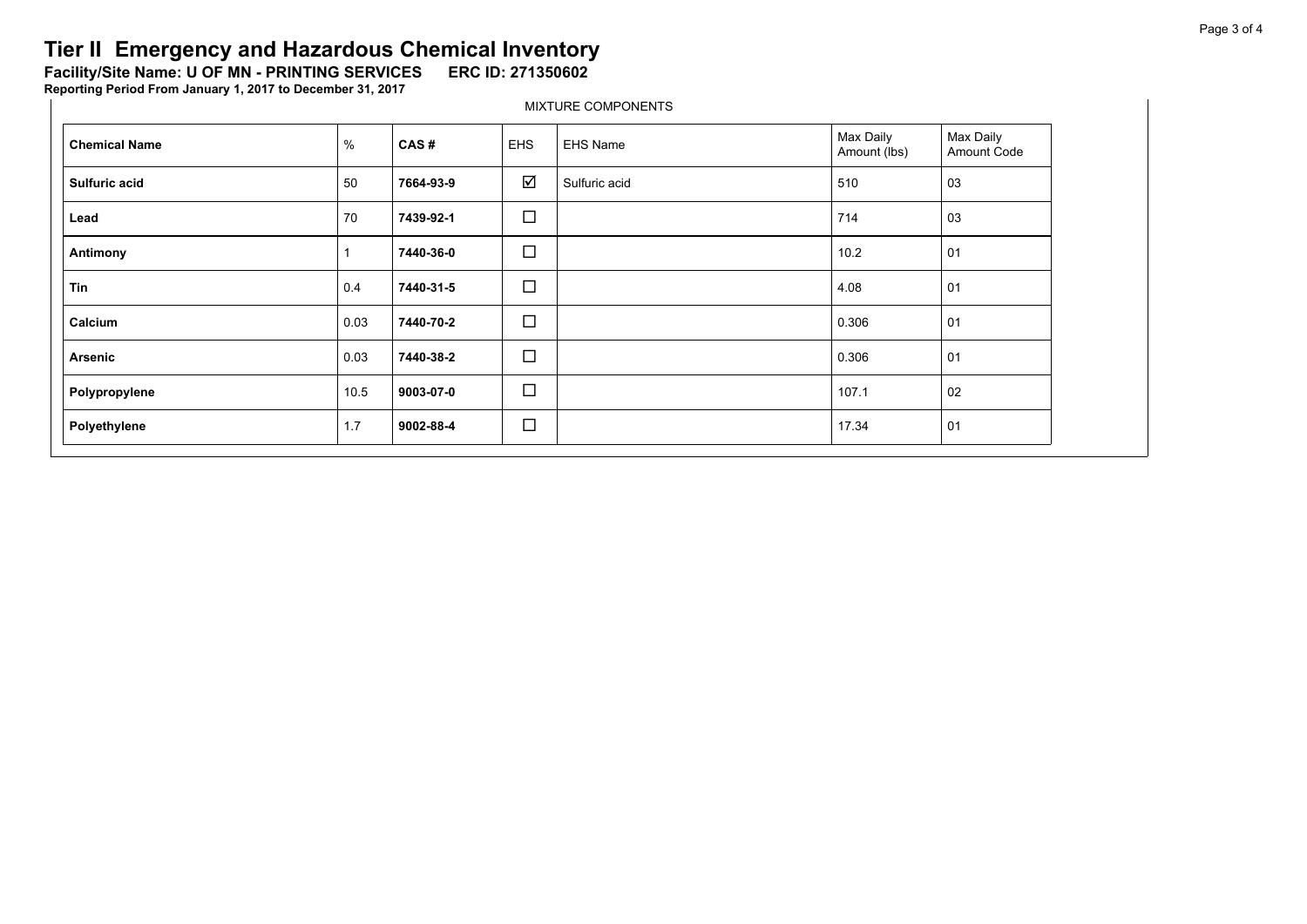# Tier II Emergency and Hazardous Chemical Inventory

**Facility/Site Name: U OF MN - PRINTING SERVICES ERC ID: 271350602**

**Reporting Period From January 1, 2017 to December 31, 2017**

MIXTURE COMPONENTS

| Chemical Name | % | CAS # | EHS | EHS Name | Max Daily Amount (lbs) | Max Daily Amount Code |
|---|---|---|---|---|---|---|
| **Sulfuric acid** | 50 | **7664-93-9** | ☑ | Sulfuric acid | 510 | 03 |
| **Lead** | 70 | **7439-92-1** | ☐ | | 714 | 03 |
| **Antimony** | 1 | **7440-36-0** | ☐ | | 10.2 | 01 |
| **Tin** | 0.4 | **7440-31-5** | ☐ | | 4.08 | 01 |
| **Calcium** | 0.03 | **7440-70-2** | ☐ | | 0.306 | 01 |
| **Arsenic** | 0.03 | **7440-38-2** | ☐ | | 0.306 | 01 |
| **Polypropylene** | 10.5 | **9003-07-0** | ☐ | | 107.1 | 02 |
| **Polyethylene** | 1.7 | **9002-88-4** | ☐ | | 17.34 | 01 |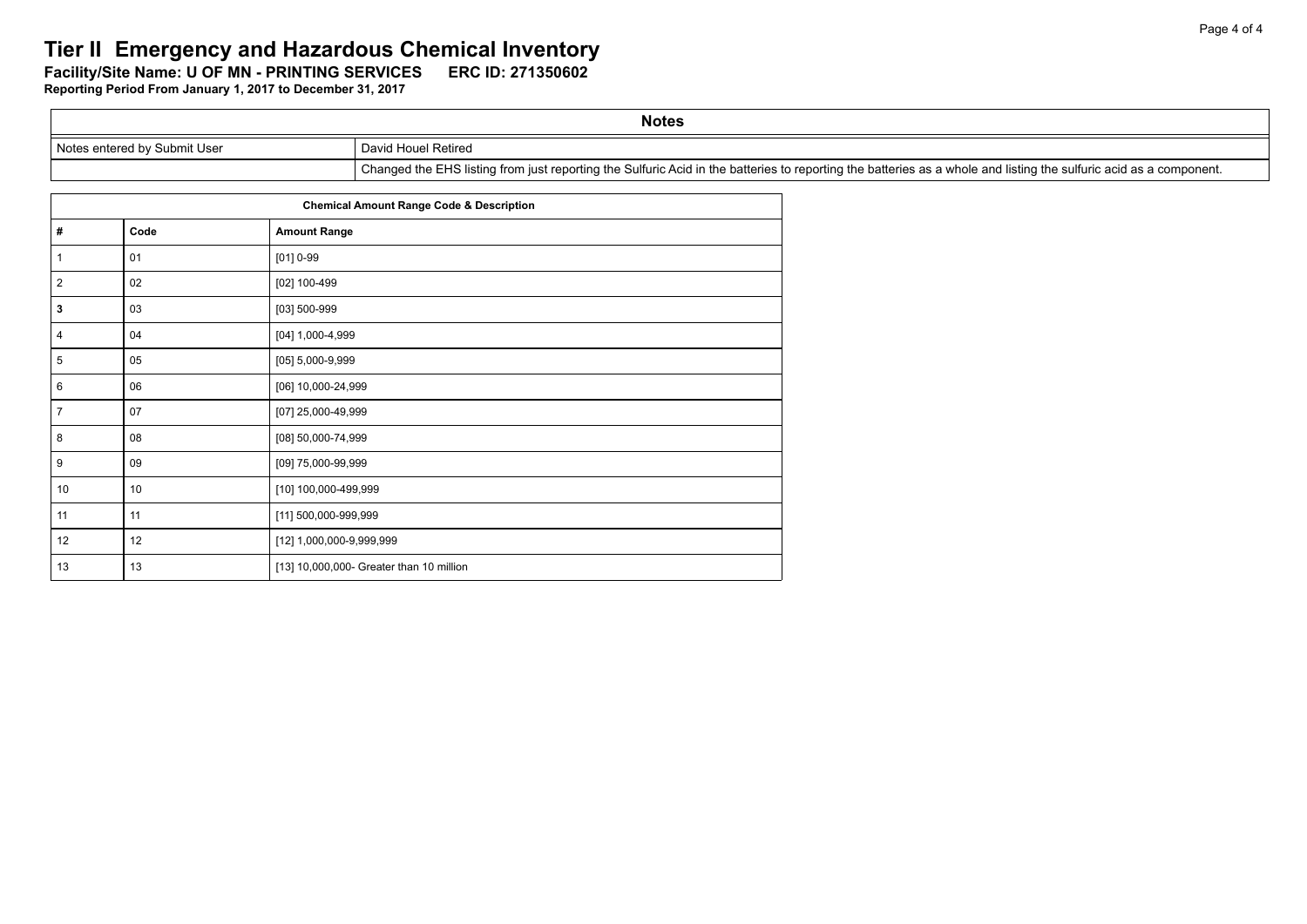# Tier II Emergency and Hazardous Chemical Inventory

**Facility/Site Name: U OF MN - PRINTING SERVICES ERC ID: 271350602**

**Reporting Period From January 1, 2017 to December 31, 2017**

| Notes | |
|---|---|
| Notes entered by Submit User | David Houel Retired |
| | Changed the EHS listing from just reporting the Sulfuric Acid in the batteries to reporting the batteries as a whole and listing the sulfuric acid as a component. |

| Chemical Amount Range Code & Description | | |
|---|---|---|
| **#** | **Code** | **Amount Range** |
| 1 | 01 | [01] 0-99 |
| 2 | 02 | [02] 100-499 |
| 3 | 03 | [03] 500-999 |
| 4 | 04 | [04] 1,000-4,999 |
| 5 | 05 | [05] 5,000-9,999 |
| 6 | 06 | [06] 10,000-24,999 |
| 7 | 07 | [07] 25,000-49,999 |
| 8 | 08 | [08] 50,000-74,999 |
| 9 | 09 | [09] 75,000-99,999 |
| 10 | 10 | [10] 100,000-499,999 |
| 11 | 11 | [11] 500,000-999,999 |
| 12 | 12 | [12] 1,000,000-9,999,999 |
| 13 | 13 | [13] 10,000,000- Greater than 10 million |